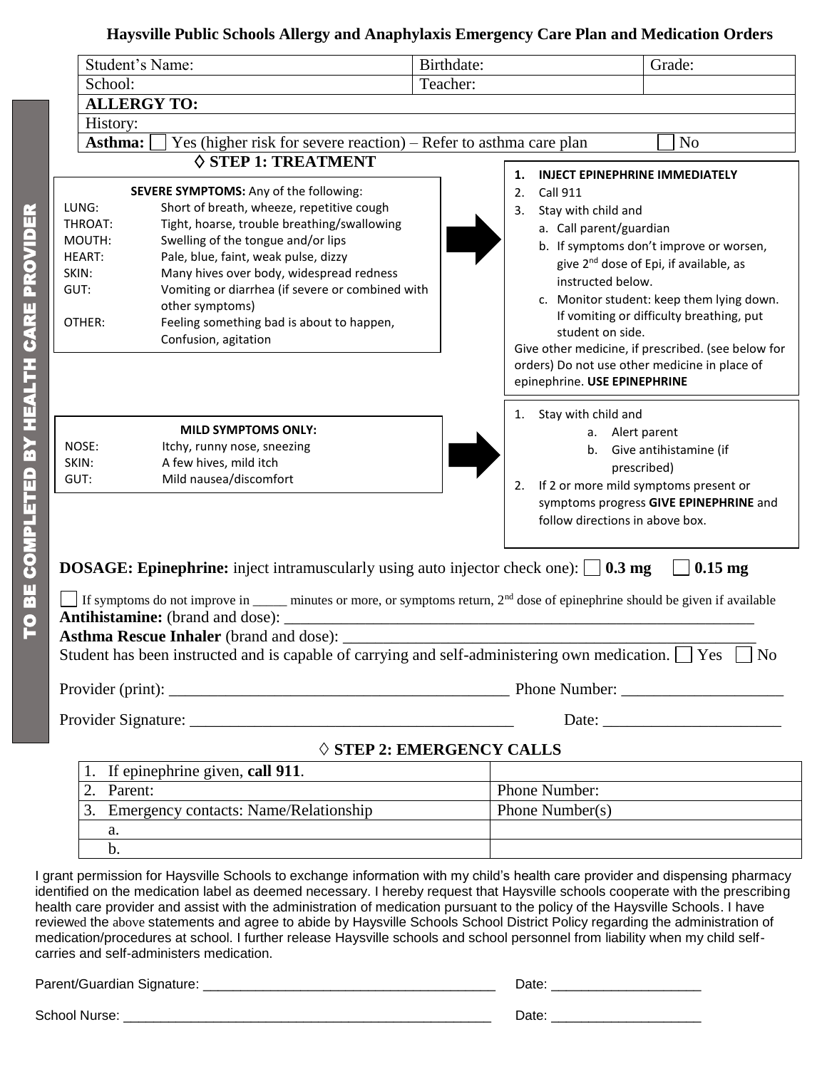# Haysville Public Schools Allergy and Anaphylaxis Emergency Care Plan and Medication Orders

| Student's Name: | Birthdate: | Grade: |
|---|---|---|
| School: | Teacher: | |
| **ALLERGY TO:** | | |
| History: | | |
| **Asthma:** ☐ Yes (higher risk for severe reaction) – Refer to asthma care plan ☐ No | | |

**TO BE COMPLETED BY HEALTH CARE PROVIDER**

## ◊ STEP 1: TREATMENT

**SEVERE SYMPTOMS:** Any of the following:

- LUNG: Short of breath, wheeze, repetitive cough
- THROAT: Tight, hoarse, trouble breathing/swallowing
- MOUTH: Swelling of the tongue and/or lips
- HEART: Pale, blue, faint, weak pulse, dizzy
- SKIN: Many hives over body, widespread redness
- GUT: Vomiting or diarrhea (if severe or combined with other symptoms)
- OTHER: Feeling something bad is about to happen, Confusion, agitation

→

1. **INJECT EPINEPHRINE IMMEDIATELY**
2. Call 911
3. Stay with child and
   a. Call parent/guardian
   b. If symptoms don't improve or worsen, give 2nd dose of Epi, if available, as instructed below.
   c. Monitor student: keep them lying down. If vomiting or difficulty breathing, put student on side.

Give other medicine, if prescribed. (see below for orders) Do not use other medicine in place of epinephrine. **USE EPINEPHRINE**

**MILD SYMPTOMS ONLY:**

- NOSE: Itchy, runny nose, sneezing
- SKIN: A few hives, mild itch
- GUT: Mild nausea/discomfort

→

1. Stay with child and
   a. Alert parent
   b. Give antihistamine (if prescribed)
2. If 2 or more mild symptoms present or symptoms progress **GIVE EPINEPHRINE** and follow directions in above box.

**DOSAGE: Epinephrine:** inject intramuscularly using auto injector check one): ☐ **0.3 mg** ☐ **0.15 mg**

☐ If symptoms do not improve in _____ minutes or more, or symptoms return, 2nd dose of epinephrine should be given if available

**Antihistamine:** (brand and dose): ___________________________________________

**Asthma Rescue Inhaler** (brand and dose): ___________________________________________

Student has been instructed and is capable of carrying and self-administering own medication. ☐ Yes ☐ No

Provider (print): ___________________________________________ Phone Number: ____________________

Provider Signature: ___________________________________________ Date: ______________________

## ◊ STEP 2: EMERGENCY CALLS

| 1. If epinephrine given, **call 911**. | |
|---|---|
| 2. Parent: | Phone Number: |
| 3. Emergency contacts: Name/Relationship | Phone Number(s) |
| a. | |
| b. | |

I grant permission for Haysville Schools to exchange information with my child's health care provider and dispensing pharmacy identified on the medication label as deemed necessary. I hereby request that Haysville schools cooperate with the prescribing health care provider and assist with the administration of medication pursuant to the policy of the Haysville Schools. I have reviewed the above statements and agree to abide by Haysville Schools School District Policy regarding the administration of medication/procedures at school. I further release Haysville schools and school personnel from liability when my child self-carries and self-administers medication.

Parent/Guardian Signature: ________________________________________ Date: ____________________

School Nurse: ________________________________________________ Date: ____________________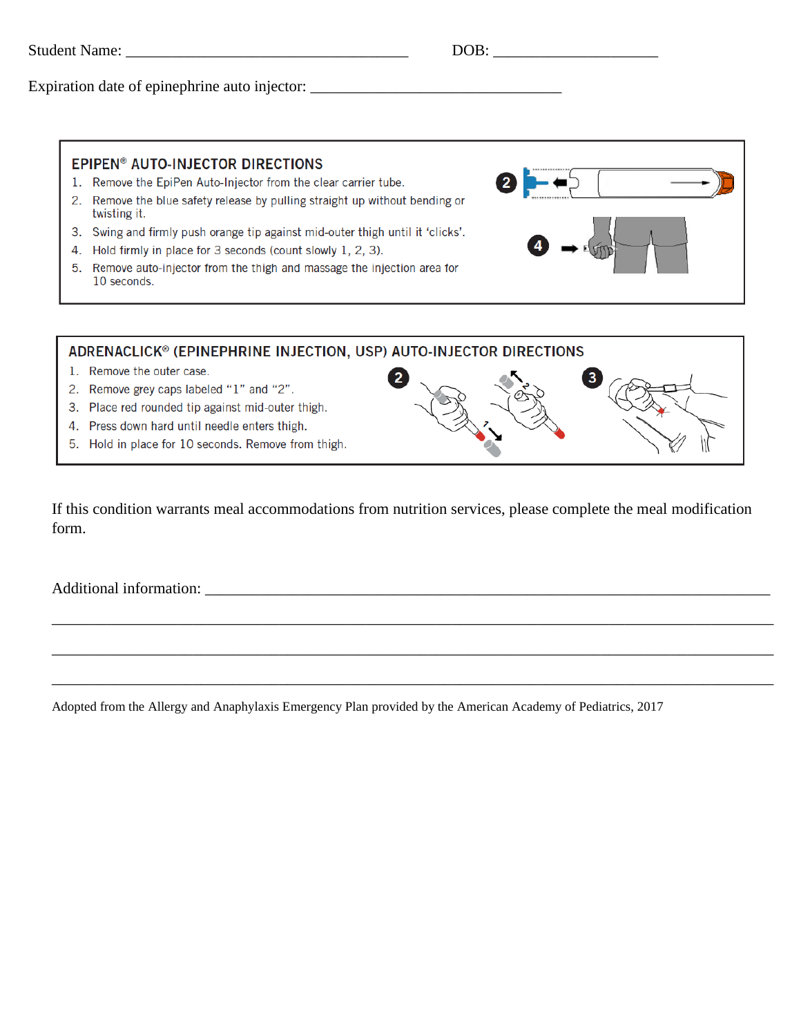Student Name: ______________________________________ DOB: ______________________

Expiration date of epinephrine auto injector: _________________________________

## EPIPEN® AUTO-INJECTOR DIRECTIONS

1. Remove the EpiPen Auto-Injector from the clear carrier tube.
2. Remove the blue safety release by pulling straight up without bending or twisting it.
3. Swing and firmly push orange tip against mid-outer thigh until it 'clicks'.
4. Hold firmly in place for 3 seconds (count slowly 1, 2, 3).
5. Remove auto-injector from the thigh and massage the injection area for 10 seconds.

## ADRENACLICK® (EPINEPHRINE INJECTION, USP) AUTO-INJECTOR DIRECTIONS

1. Remove the outer case.
2. Remove grey caps labeled "1" and "2".
3. Place red rounded tip against mid-outer thigh.
4. Press down hard until needle enters thigh.
5. Hold in place for 10 seconds. Remove from thigh.

If this condition warrants meal accommodations from nutrition services, please complete the meal modification form.

Additional information: ___________________________________________________________________________

_____________________________________________________________________________________________

_____________________________________________________________________________________________

_____________________________________________________________________________________________

Adopted from the Allergy and Anaphylaxis Emergency Plan provided by the American Academy of Pediatrics, 2017